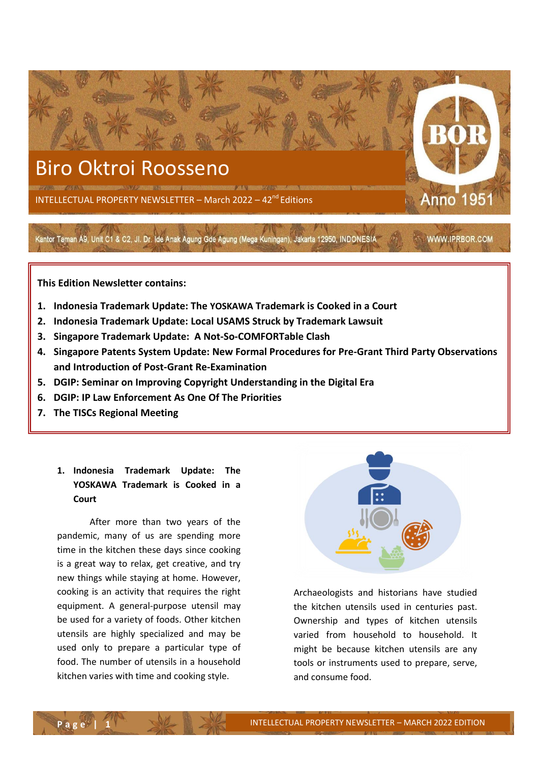# Biro Oktroi Roosseno

INTELLECTUAL PROPERTY NEWSLETTER – March 2022 – 42nd Editions

Kantor Taman A9, Unit C1 & C2, Jl. Dr. Ide Anak Agung Gde Agung (Mega Kuningan), Jakarta 12950, INDONESIA

WWW.IPRBOR.COM

**This Edition Newsletter contains:**

1. **Indonesia Trademark Update: The YOSKAWA Trademark is Cooked in a Court**
2. **Indonesia Trademark Update: Local USAMS Struck by Trademark Lawsuit**
3. **Singapore Trademark Update: A Not-So-COMFORTable Clash**
4. **Singapore Patents System Update: New Formal Procedures for Pre-Grant Third Party Observations and Introduction of Post-Grant Re-Examination**
5. **DGIP: Seminar on Improving Copyright Understanding in the Digital Era**
6. **DGIP: IP Law Enforcement As One Of The Priorities**
7. **The TISCs Regional Meeting**

## 1. Indonesia Trademark Update: The YOSKAWA Trademark is Cooked in a Court

After more than two years of the pandemic, many of us are spending more time in the kitchen these days since cooking is a great way to relax, get creative, and try new things while staying at home. However, cooking is an activity that requires the right equipment. A general-purpose utensil may be used for a variety of foods. Other kitchen utensils are highly specialized and may be used only to prepare a particular type of food. The number of utensils in a household kitchen varies with time and cooking style.

Archaeologists and historians have studied the kitchen utensils used in centuries past. Ownership and types of kitchen utensils varied from household to household. It might be because kitchen utensils are any tools or instruments used to prepare, serve, and consume food.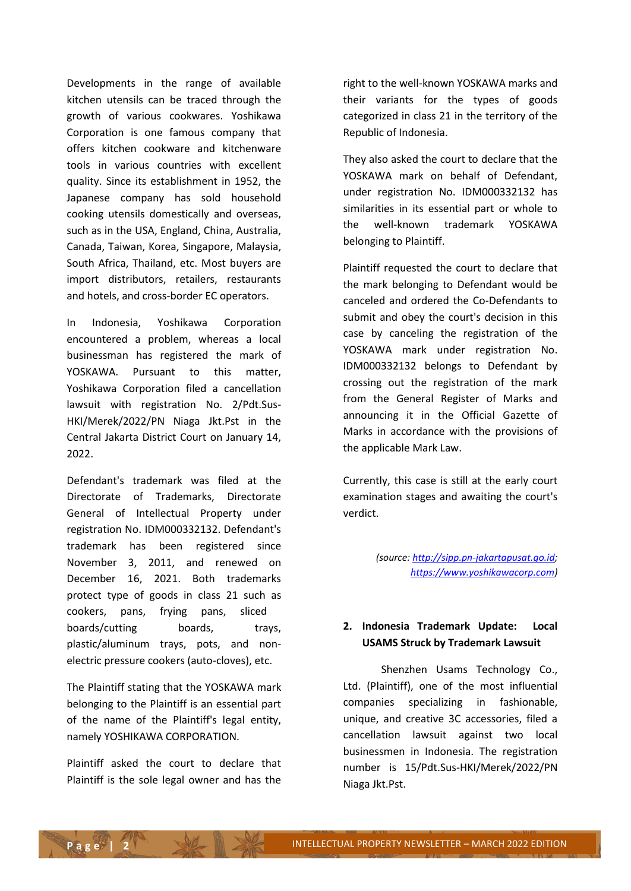Developments in the range of available kitchen utensils can be traced through the growth of various cookwares. Yoshikawa Corporation is one famous company that offers kitchen cookware and kitchenware tools in various countries with excellent quality. Since its establishment in 1952, the Japanese company has sold household cooking utensils domestically and overseas, such as in the USA, England, China, Australia, Canada, Taiwan, Korea, Singapore, Malaysia, South Africa, Thailand, etc. Most buyers are import distributors, retailers, restaurants and hotels, and cross-border EC operators.

In Indonesia, Yoshikawa Corporation encountered a problem, whereas a local businessman has registered the mark of YOSKAWA. Pursuant to this matter, Yoshikawa Corporation filed a cancellation lawsuit with registration No. 2/Pdt.Sus-HKI/Merek/2022/PN Niaga Jkt.Pst in the Central Jakarta District Court on January 14, 2022.

Defendant's trademark was filed at the Directorate of Trademarks, Directorate General of Intellectual Property under registration No. IDM000332132. Defendant's trademark has been registered since November 3, 2011, and renewed on December 16, 2021. Both trademarks protect type of goods in class 21 such as cookers, pans, frying pans, sliced boards/cutting boards, trays, plastic/aluminum trays, pots, and non-electric pressure cookers (auto-cloves), etc.

The Plaintiff stating that the YOSKAWA mark belonging to the Plaintiff is an essential part of the name of the Plaintiff's legal entity, namely YOSHIKAWA CORPORATION.

Plaintiff asked the court to declare that Plaintiff is the sole legal owner and has the right to the well-known YOSKAWA marks and their variants for the types of goods categorized in class 21 in the territory of the Republic of Indonesia.

They also asked the court to declare that the YOSKAWA mark on behalf of Defendant, under registration No. IDM000332132 has similarities in its essential part or whole to the well-known trademark YOSKAWA belonging to Plaintiff.

Plaintiff requested the court to declare that the mark belonging to Defendant would be canceled and ordered the Co-Defendants to submit and obey the court's decision in this case by canceling the registration of the YOSKAWA mark under registration No. IDM000332132 belongs to Defendant by crossing out the registration of the mark from the General Register of Marks and announcing it in the Official Gazette of Marks in accordance with the provisions of the applicable Mark Law.

Currently, this case is still at the early court examination stages and awaiting the court's verdict.

*(source: [http://sipp.pn-jakartapusat.go.id](http://sipp.pn-jakartapusat.go.id); [https://www.yoshikawacorp.com](https://www.yoshikawacorp.com))*

## 2. Indonesia Trademark Update: Local USAMS Struck by Trademark Lawsuit

Shenzhen Usams Technology Co., Ltd. (Plaintiff), one of the most influential companies specializing in fashionable, unique, and creative 3C accessories, filed a cancellation lawsuit against two local businessmen in Indonesia. The registration number is 15/Pdt.Sus-HKI/Merek/2022/PN Niaga Jkt.Pst.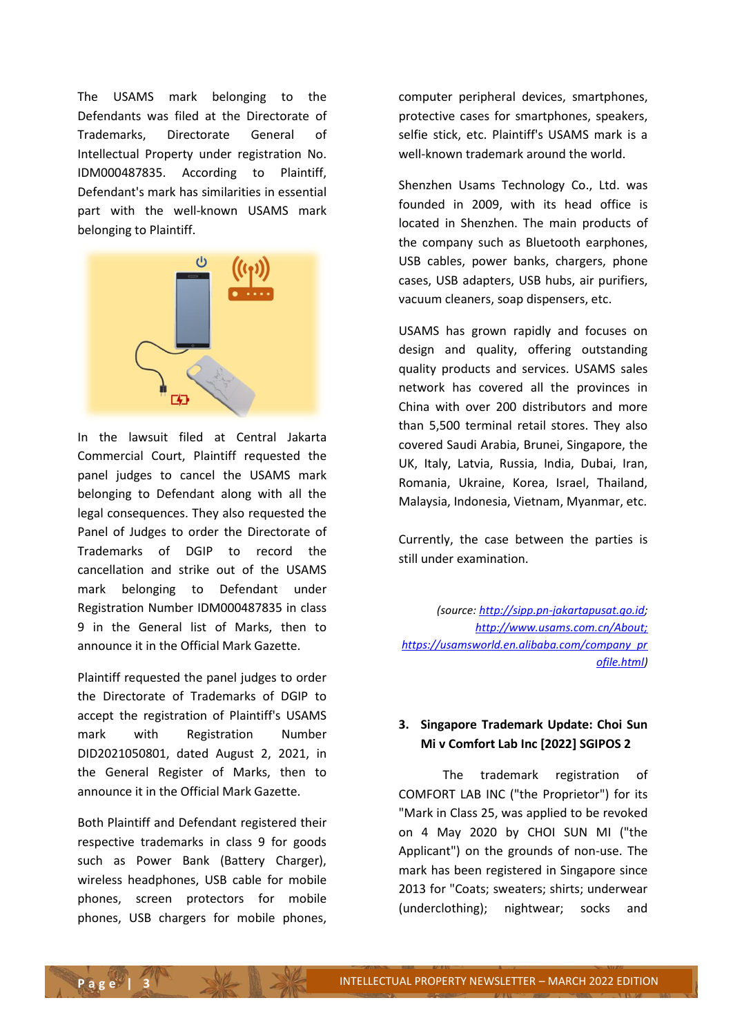The USAMS mark belonging to the Defendants was filed at the Directorate of Trademarks, Directorate General of Intellectual Property under registration No. IDM000487835. According to Plaintiff, Defendant's mark has similarities in essential part with the well-known USAMS mark belonging to Plaintiff.

In the lawsuit filed at Central Jakarta Commercial Court, Plaintiff requested the panel judges to cancel the USAMS mark belonging to Defendant along with all the legal consequences. They also requested the Panel of Judges to order the Directorate of Trademarks of DGIP to record the cancellation and strike out of the USAMS mark belonging to Defendant under Registration Number IDM000487835 in class 9 in the General list of Marks, then to announce it in the Official Mark Gazette.

Plaintiff requested the panel judges to order the Directorate of Trademarks of DGIP to accept the registration of Plaintiff's USAMS mark with Registration Number DID2021050801, dated August 2, 2021, in the General Register of Marks, then to announce it in the Official Mark Gazette.

Both Plaintiff and Defendant registered their respective trademarks in class 9 for goods such as Power Bank (Battery Charger), wireless headphones, USB cable for mobile phones, screen protectors for mobile phones, USB chargers for mobile phones, computer peripheral devices, smartphones, protective cases for smartphones, speakers, selfie stick, etc. Plaintiff's USAMS mark is a well-known trademark around the world.

Shenzhen Usams Technology Co., Ltd. was founded in 2009, with its head office is located in Shenzhen. The main products of the company such as Bluetooth earphones, USB cables, power banks, chargers, phone cases, USB adapters, USB hubs, air purifiers, vacuum cleaners, soap dispensers, etc.

USAMS has grown rapidly and focuses on design and quality, offering outstanding quality products and services. USAMS sales network has covered all the provinces in China with over 200 distributors and more than 5,500 terminal retail stores. They also covered Saudi Arabia, Brunei, Singapore, the UK, Italy, Latvia, Russia, India, Dubai, Iran, Romania, Ukraine, Korea, Israel, Thailand, Malaysia, Indonesia, Vietnam, Myanmar, etc.

Currently, the case between the parties is still under examination.

*(source: http://sipp.pn-jakartapusat.go.id; http://www.usams.com.cn/About; https://usamsworld.en.alibaba.com/company_profile.html)*

### 3. Singapore Trademark Update: Choi Sun Mi v Comfort Lab Inc [2022] SGIPOS 2

The trademark registration of COMFORT LAB INC ("the Proprietor") for its "Mark in Class 25, was applied to be revoked on 4 May 2020 by CHOI SUN MI ("the Applicant") on the grounds of non-use. The mark has been registered in Singapore since 2013 for "Coats; sweaters; shirts; underwear (underclothing); nightwear; socks and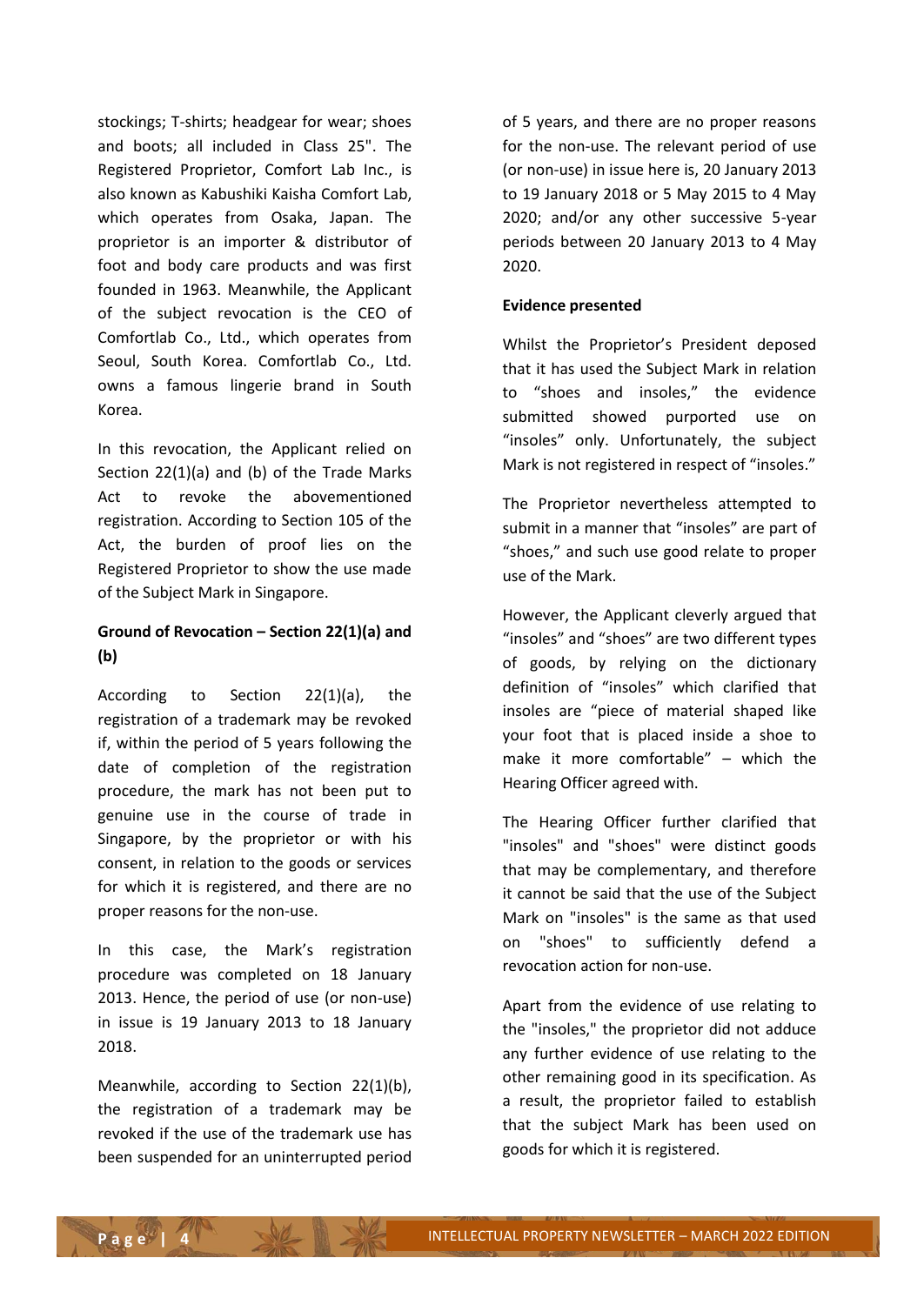stockings; T-shirts; headgear for wear; shoes and boots; all included in Class 25". The Registered Proprietor, Comfort Lab Inc., is also known as Kabushiki Kaisha Comfort Lab, which operates from Osaka, Japan. The proprietor is an importer & distributor of foot and body care products and was first founded in 1963. Meanwhile, the Applicant of the subject revocation is the CEO of Comfortlab Co., Ltd., which operates from Seoul, South Korea. Comfortlab Co., Ltd. owns a famous lingerie brand in South Korea.

In this revocation, the Applicant relied on Section 22(1)(a) and (b) of the Trade Marks Act to revoke the abovementioned registration. According to Section 105 of the Act, the burden of proof lies on the Registered Proprietor to show the use made of the Subject Mark in Singapore.

**Ground of Revocation – Section 22(1)(a) and (b)**

According to Section 22(1)(a), the registration of a trademark may be revoked if, within the period of 5 years following the date of completion of the registration procedure, the mark has not been put to genuine use in the course of trade in Singapore, by the proprietor or with his consent, in relation to the goods or services for which it is registered, and there are no proper reasons for the non-use.

In this case, the Mark's registration procedure was completed on 18 January 2013. Hence, the period of use (or non-use) in issue is 19 January 2013 to 18 January 2018.

Meanwhile, according to Section 22(1)(b), the registration of a trademark may be revoked if the use of the trademark use has been suspended for an uninterrupted period of 5 years, and there are no proper reasons for the non-use. The relevant period of use (or non-use) in issue here is, 20 January 2013 to 19 January 2018 or 5 May 2015 to 4 May 2020; and/or any other successive 5-year periods between 20 January 2013 to 4 May 2020.

**Evidence presented**

Whilst the Proprietor's President deposed that it has used the Subject Mark in relation to "shoes and insoles," the evidence submitted showed purported use on "insoles" only. Unfortunately, the subject Mark is not registered in respect of "insoles."

The Proprietor nevertheless attempted to submit in a manner that "insoles" are part of "shoes," and such use good relate to proper use of the Mark.

However, the Applicant cleverly argued that "insoles" and "shoes" are two different types of goods, by relying on the dictionary definition of "insoles" which clarified that insoles are "piece of material shaped like your foot that is placed inside a shoe to make it more comfortable" – which the Hearing Officer agreed with.

The Hearing Officer further clarified that "insoles" and "shoes" were distinct goods that may be complementary, and therefore it cannot be said that the use of the Subject Mark on "insoles" is the same as that used on "shoes" to sufficiently defend a revocation action for non-use.

Apart from the evidence of use relating to the "insoles," the proprietor did not adduce any further evidence of use relating to the other remaining good in its specification. As a result, the proprietor failed to establish that the subject Mark has been used on goods for which it is registered.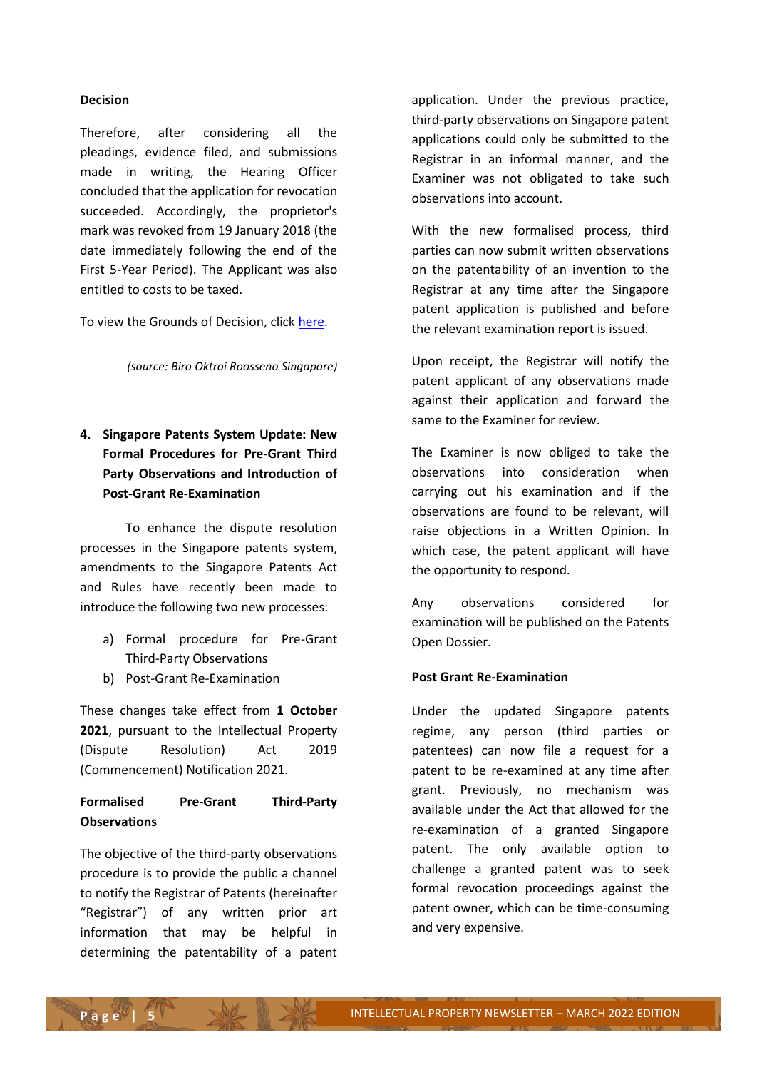### Decision

Therefore, after considering all the pleadings, evidence filed, and submissions made in writing, the Hearing Officer concluded that the application for revocation succeeded. Accordingly, the proprietor's mark was revoked from 19 January 2018 (the date immediately following the end of the First 5-Year Period). The Applicant was also entitled to costs to be taxed.

To view the Grounds of Decision, click here.

*(source: Biro Oktroi Roosseno Singapore)*

### 4. Singapore Patents System Update: New Formal Procedures for Pre-Grant Third Party Observations and Introduction of Post-Grant Re-Examination

To enhance the dispute resolution processes in the Singapore patents system, amendments to the Singapore Patents Act and Rules have recently been made to introduce the following two new processes:

a) Formal procedure for Pre-Grant Third-Party Observations
b) Post-Grant Re-Examination

These changes take effect from **1 October 2021**, pursuant to the Intellectual Property (Dispute Resolution) Act 2019 (Commencement) Notification 2021.

#### Formalised Pre-Grant Third-Party Observations

The objective of the third-party observations procedure is to provide the public a channel to notify the Registrar of Patents (hereinafter "Registrar") of any written prior art information that may be helpful in determining the patentability of a patent application. Under the previous practice, third-party observations on Singapore patent applications could only be submitted to the Registrar in an informal manner, and the Examiner was not obligated to take such observations into account.

With the new formalised process, third parties can now submit written observations on the patentability of an invention to the Registrar at any time after the Singapore patent application is published and before the relevant examination report is issued.

Upon receipt, the Registrar will notify the patent applicant of any observations made against their application and forward the same to the Examiner for review.

The Examiner is now obliged to take the observations into consideration when carrying out his examination and if the observations are found to be relevant, will raise objections in a Written Opinion. In which case, the patent applicant will have the opportunity to respond.

Any observations considered for examination will be published on the Patents Open Dossier.

#### Post Grant Re-Examination

Under the updated Singapore patents regime, any person (third parties or patentees) can now file a request for a patent to be re-examined at any time after grant. Previously, no mechanism was available under the Act that allowed for the re-examination of a granted Singapore patent. The only available option to challenge a granted patent was to seek formal revocation proceedings against the patent owner, which can be time-consuming and very expensive.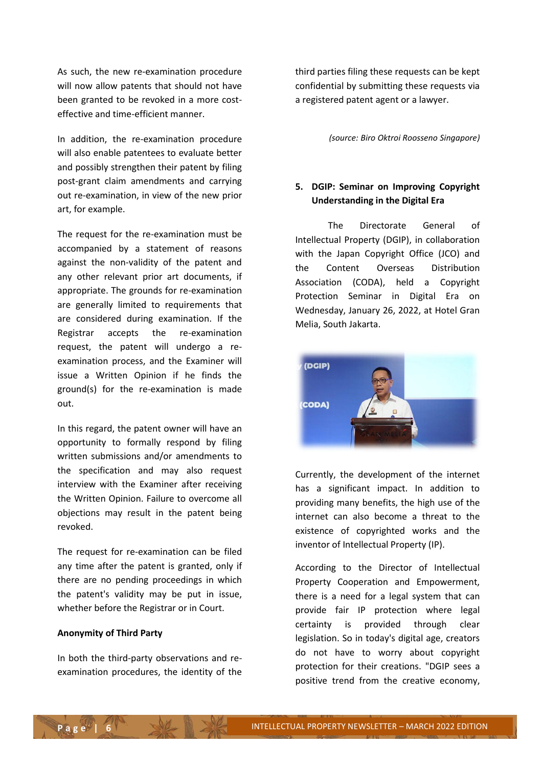As such, the new re-examination procedure will now allow patents that should not have been granted to be revoked in a more cost-effective and time-efficient manner.

In addition, the re-examination procedure will also enable patentees to evaluate better and possibly strengthen their patent by filing post-grant claim amendments and carrying out re-examination, in view of the new prior art, for example.

The request for the re-examination must be accompanied by a statement of reasons against the non-validity of the patent and any other relevant prior art documents, if appropriate. The grounds for re-examination are generally limited to requirements that are considered during examination. If the Registrar accepts the re-examination request, the patent will undergo a re-examination process, and the Examiner will issue a Written Opinion if he finds the ground(s) for the re-examination is made out.

In this regard, the patent owner will have an opportunity to formally respond by filing written submissions and/or amendments to the specification and may also request interview with the Examiner after receiving the Written Opinion. Failure to overcome all objections may result in the patent being revoked.

The request for re-examination can be filed any time after the patent is granted, only if there are no pending proceedings in which the patent's validity may be put in issue, whether before the Registrar or in Court.

**Anonymity of Third Party**

In both the third-party observations and re-examination procedures, the identity of the third parties filing these requests can be kept confidential by submitting these requests via a registered patent agent or a lawyer.

*(source: Biro Oktroi Roosseno Singapore)*

## 5. DGIP: Seminar on Improving Copyright Understanding in the Digital Era

The Directorate General of Intellectual Property (DGIP), in collaboration with the Japan Copyright Office (JCO) and the Content Overseas Distribution Association (CODA), held a Copyright Protection Seminar in Digital Era on Wednesday, January 26, 2022, at Hotel Gran Melia, South Jakarta.

Currently, the development of the internet has a significant impact. In addition to providing many benefits, the high use of the internet can also become a threat to the existence of copyrighted works and the inventor of Intellectual Property (IP).

According to the Director of Intellectual Property Cooperation and Empowerment, there is a need for a legal system that can provide fair IP protection where legal certainty is provided through clear legislation. So in today's digital age, creators do not have to worry about copyright protection for their creations. "DGIP sees a positive trend from the creative economy,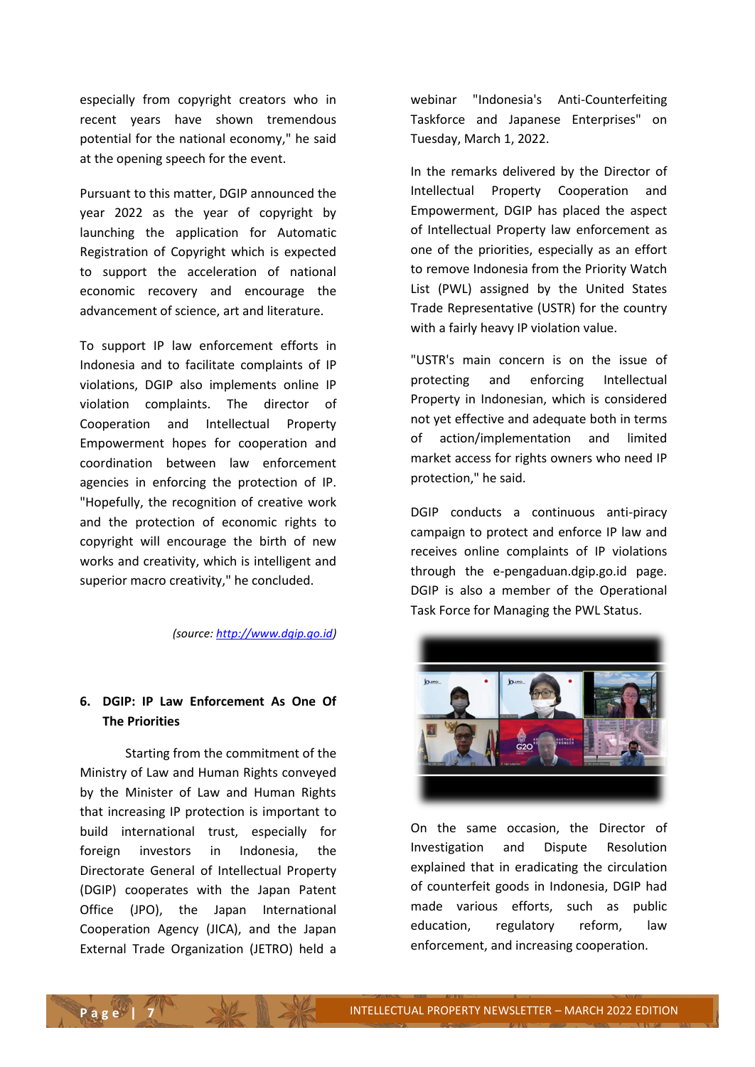especially from copyright creators who in recent years have shown tremendous potential for the national economy," he said at the opening speech for the event.

Pursuant to this matter, DGIP announced the year 2022 as the year of copyright by launching the application for Automatic Registration of Copyright which is expected to support the acceleration of national economic recovery and encourage the advancement of science, art and literature.

To support IP law enforcement efforts in Indonesia and to facilitate complaints of IP violations, DGIP also implements online IP violation complaints. The director of Cooperation and Intellectual Property Empowerment hopes for cooperation and coordination between law enforcement agencies in enforcing the protection of IP. "Hopefully, the recognition of creative work and the protection of economic rights to copyright will encourage the birth of new works and creativity, which is intelligent and superior macro creativity," he concluded.

*(source: [http://www.dgip.go.id](http://www.dgip.go.id))*

## 6. DGIP: IP Law Enforcement As One Of The Priorities

Starting from the commitment of the Ministry of Law and Human Rights conveyed by the Minister of Law and Human Rights that increasing IP protection is important to build international trust, especially for foreign investors in Indonesia, the Directorate General of Intellectual Property (DGIP) cooperates with the Japan Patent Office (JPO), the Japan International Cooperation Agency (JICA), and the Japan External Trade Organization (JETRO) held a webinar "Indonesia's Anti-Counterfeiting Taskforce and Japanese Enterprises" on Tuesday, March 1, 2022.

In the remarks delivered by the Director of Intellectual Property Cooperation and Empowerment, DGIP has placed the aspect of Intellectual Property law enforcement as one of the priorities, especially as an effort to remove Indonesia from the Priority Watch List (PWL) assigned by the United States Trade Representative (USTR) for the country with a fairly heavy IP violation value.

"USTR's main concern is on the issue of protecting and enforcing Intellectual Property in Indonesian, which is considered not yet effective and adequate both in terms of action/implementation and limited market access for rights owners who need IP protection," he said.

DGIP conducts a continuous anti-piracy campaign to protect and enforce IP law and receives online complaints of IP violations through the e-pengaduan.dgip.go.id page. DGIP is also a member of the Operational Task Force for Managing the PWL Status.

On the same occasion, the Director of Investigation and Dispute Resolution explained that in eradicating the circulation of counterfeit goods in Indonesia, DGIP had made various efforts, such as public education, regulatory reform, law enforcement, and increasing cooperation.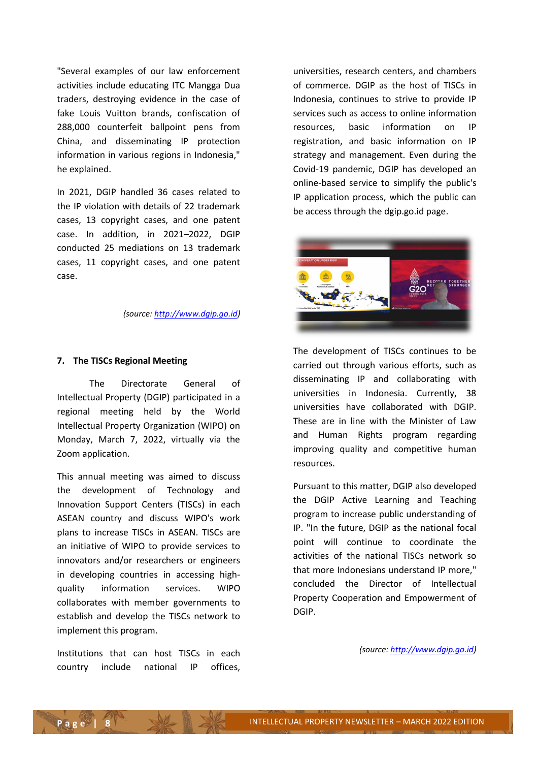"Several examples of our law enforcement activities include educating ITC Mangga Dua traders, destroying evidence in the case of fake Louis Vuitton brands, confiscation of 288,000 counterfeit ballpoint pens from China, and disseminating IP protection information in various regions in Indonesia," he explained.

In 2021, DGIP handled 36 cases related to the IP violation with details of 22 trademark cases, 13 copyright cases, and one patent case. In addition, in 2021–2022, DGIP conducted 25 mediations on 13 trademark cases, 11 copyright cases, and one patent case.

*(source: [http://www.dgip.go.id](http://www.dgip.go.id))*

## 7. The TISCs Regional Meeting

The Directorate General of Intellectual Property (DGIP) participated in a regional meeting held by the World Intellectual Property Organization (WIPO) on Monday, March 7, 2022, virtually via the Zoom application.

This annual meeting was aimed to discuss the development of Technology and Innovation Support Centers (TISCs) in each ASEAN country and discuss WIPO's work plans to increase TISCs in ASEAN. TISCs are an initiative of WIPO to provide services to innovators and/or researchers or engineers in developing countries in accessing high-quality information services. WIPO collaborates with member governments to establish and develop the TISCs network to implement this program.

Institutions that can host TISCs in each country include national IP offices, universities, research centers, and chambers of commerce. DGIP as the host of TISCs in Indonesia, continues to strive to provide IP services such as access to online information resources, basic information on IP registration, and basic information on IP strategy and management. Even during the Covid-19 pandemic, DGIP has developed an online-based service to simplify the public's IP application process, which the public can be access through the dgip.go.id page.

The development of TISCs continues to be carried out through various efforts, such as disseminating IP and collaborating with universities in Indonesia. Currently, 38 universities have collaborated with DGIP. These are in line with the Minister of Law and Human Rights program regarding improving quality and competitive human resources.

Pursuant to this matter, DGIP also developed the DGIP Active Learning and Teaching program to increase public understanding of IP. "In the future, DGIP as the national focal point will continue to coordinate the activities of the national TISCs network so that more Indonesians understand IP more," concluded the Director of Intellectual Property Cooperation and Empowerment of DGIP.

*(source: [http://www.dgip.go.id](http://www.dgip.go.id))*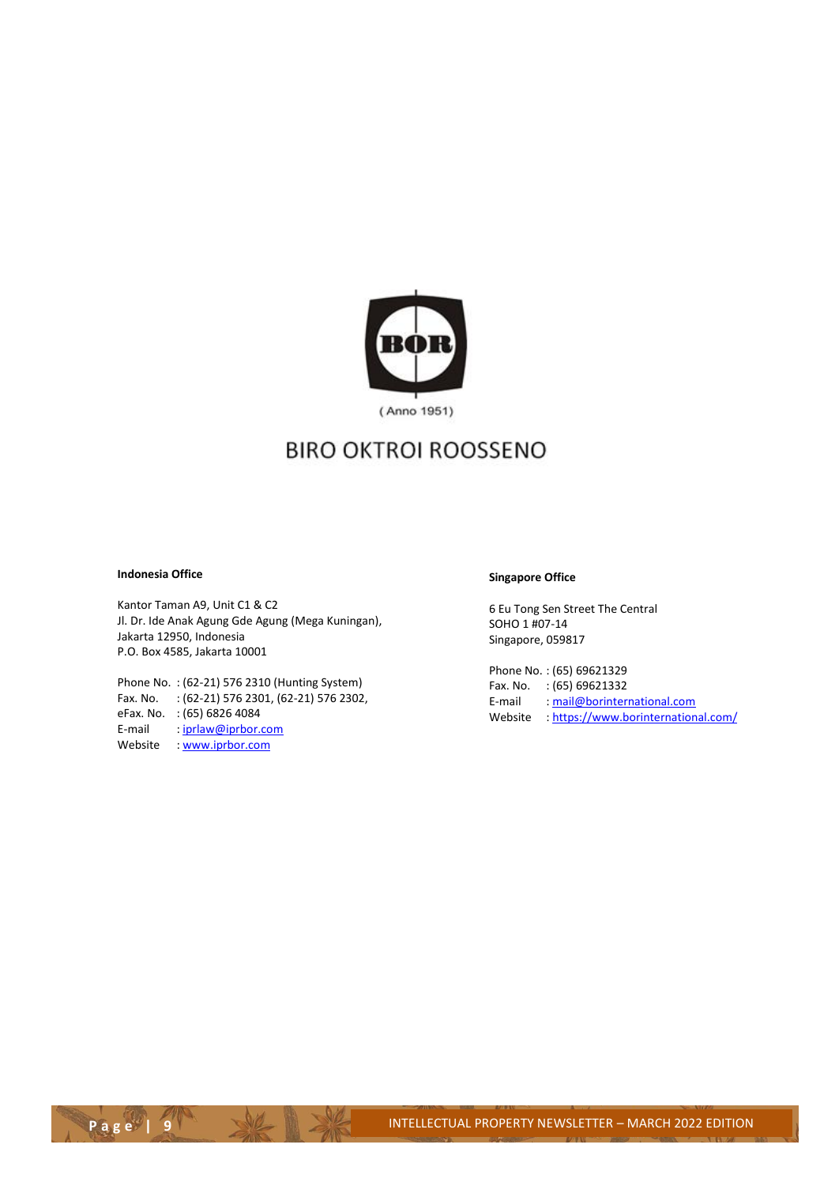( Anno 1951)

# BIRO OKTROI ROOSSENO

**Indonesia Office**

Kantor Taman A9, Unit C1 & C2
Jl. Dr. Ide Anak Agung Gde Agung (Mega Kuningan),
Jakarta 12950, Indonesia
P.O. Box 4585, Jakarta 10001

Phone No. : (62-21) 576 2310 (Hunting System)
Fax. No. : (62-21) 576 2301, (62-21) 576 2302,
eFax. No. : (65) 6826 4084
E-mail : iprlaw@iprbor.com
Website : www.iprbor.com

**Singapore Office**

6 Eu Tong Sen Street The Central
SOHO 1 #07-14
Singapore, 059817

Phone No. : (65) 69621329
Fax. No. : (65) 69621332
E-mail : mail@borinternational.com
Website : https://www.borinternational.com/